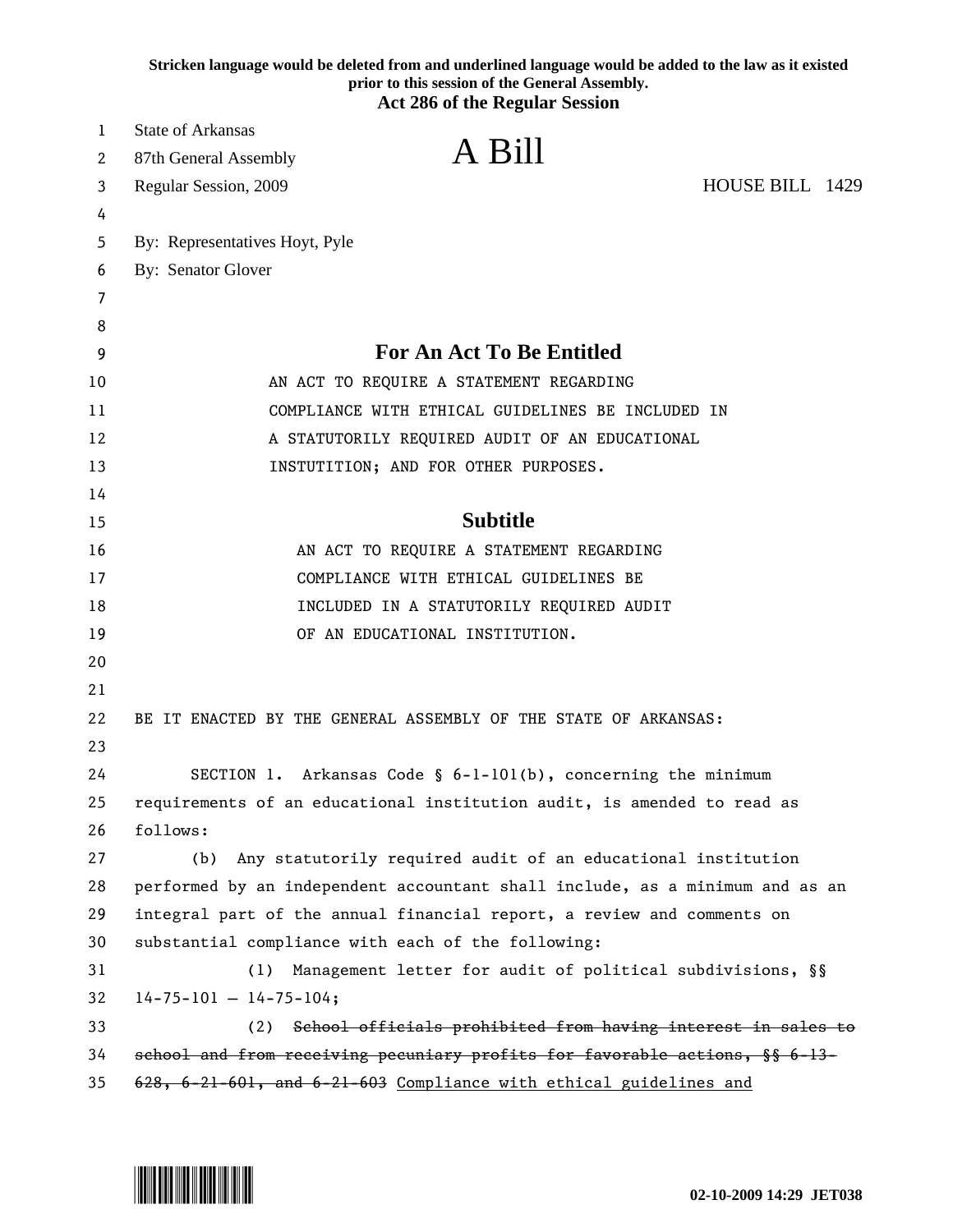Stricken language would be deleted from and underlined language would be added to the law as it existed prior to this session of the General Assembly.

**Act 286 of the Regular Session**

State of Arkansas
87th General Assembly
Regular Session, 2009

# A Bill

HOUSE BILL 1429

By: Representatives Hoyt, Pyle
By: Senator Glover

## For An Act To Be Entitled

AN ACT TO REQUIRE A STATEMENT REGARDING COMPLIANCE WITH ETHICAL GUIDELINES BE INCLUDED IN A STATUTORILY REQUIRED AUDIT OF AN EDUCATIONAL INSTUTITION; AND FOR OTHER PURPOSES.

## Subtitle

AN ACT TO REQUIRE A STATEMENT REGARDING COMPLIANCE WITH ETHICAL GUIDELINES BE INCLUDED IN A STATUTORILY REQUIRED AUDIT OF AN EDUCATIONAL INSTITUTION.

BE IT ENACTED BY THE GENERAL ASSEMBLY OF THE STATE OF ARKANSAS:

SECTION 1. Arkansas Code § 6-1-101(b), concerning the minimum requirements of an educational institution audit, is amended to read as follows:

(b) Any statutorily required audit of an educational institution performed by an independent accountant shall include, as a minimum and as an integral part of the annual financial report, a review and comments on substantial compliance with each of the following:

(1) Management letter for audit of political subdivisions, §§ 14-75-101 – 14-75-104;

(2) ~~School officials prohibited from having interest in sales to school and from receiving pecuniary profits for favorable actions, §§ 6-13-628, 6-21-601, and 6-21-603~~ <u>Compliance with ethical guidelines and</u>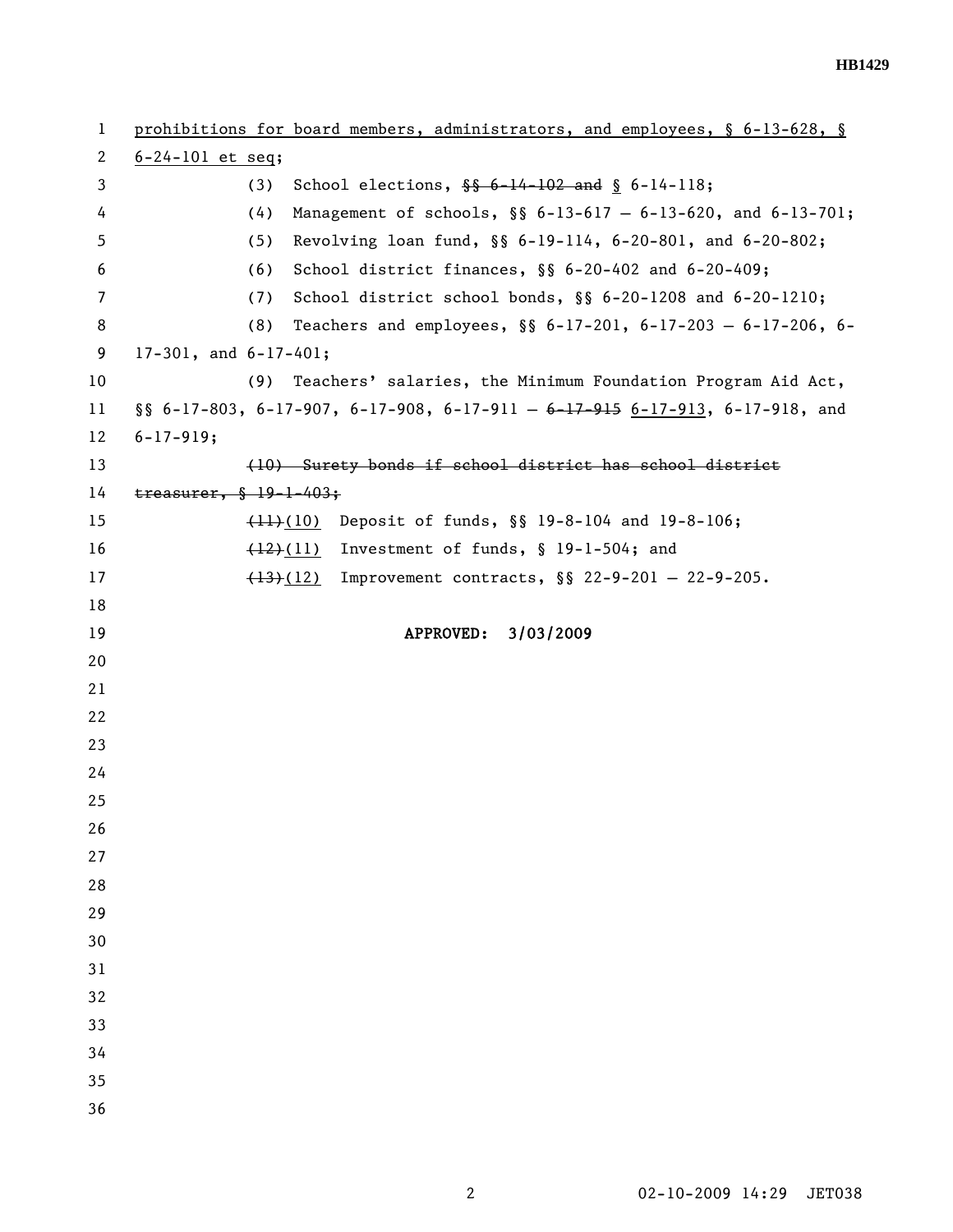prohibitions for board members, administrators, and employees, § 6-13-628, § 6-24-101 et seq;

(3) School elections, ~~§§ 6-14-102 and~~ § 6-14-118;

(4) Management of schools, §§ 6-13-617 – 6-13-620, and 6-13-701;

(5) Revolving loan fund, §§ 6-19-114, 6-20-801, and 6-20-802;

(6) School district finances, §§ 6-20-402 and 6-20-409;

(7) School district school bonds, §§ 6-20-1208 and 6-20-1210;

(8) Teachers and employees, §§ 6-17-201, 6-17-203 – 6-17-206, 6-17-301, and 6-17-401;

(9) Teachers' salaries, the Minimum Foundation Program Aid Act, §§ 6-17-803, 6-17-907, 6-17-908, 6-17-911 – ~~6-17-915~~ 6-17-913, 6-17-918, and 6-17-919;

~~(10) Surety bonds if school district has school district treasurer, § 19-1-403;~~

~~(11)~~(10) Deposit of funds, §§ 19-8-104 and 19-8-106;

~~(12)~~(11) Investment of funds, § 19-1-504; and

~~(13)~~(12) Improvement contracts, §§ 22-9-201 – 22-9-205.

**APPROVED: 3/03/2009**